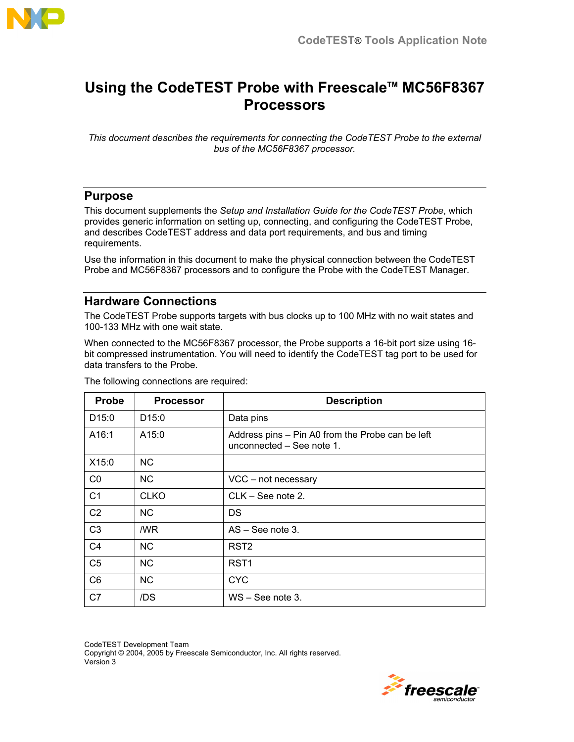CodeTEST® Tools Application Note

# Using the CodeTEST Probe with Freescale™ MC56F8367 Processors

*This document describes the requirements for connecting the CodeTEST Probe to the external bus of the MC56F8367 processor.*

## Purpose

This document supplements the *Setup and Installation Guide for the CodeTEST Probe*, which provides generic information on setting up, connecting, and configuring the CodeTEST Probe, and describes CodeTEST address and data port requirements, and bus and timing requirements.

Use the information in this document to make the physical connection between the CodeTEST Probe and MC56F8367 processors and to configure the Probe with the CodeTEST Manager.

## Hardware Connections

The CodeTEST Probe supports targets with bus clocks up to 100 MHz with no wait states and 100-133 MHz with one wait state.

When connected to the MC56F8367 processor, the Probe supports a 16-bit port size using 16-bit compressed instrumentation. You will need to identify the CodeTEST tag port to be used for data transfers to the Probe.

The following connections are required:

| Probe | Processor | Description |
|---|---|---|
| D15:0 | D15:0 | Data pins |
| A16:1 | A15:0 | Address pins – Pin A0 from the Probe can be left unconnected – See note 1. |
| X15:0 | NC | |
| C0 | NC | VCC – not necessary |
| C1 | CLKO | CLK – See note 2. |
| C2 | NC | DS |
| C3 | /WR | AS – See note 3. |
| C4 | NC | RST2 |
| C5 | NC | RST1 |
| C6 | NC | CYC |
| C7 | /DS | WS – See note 3. |

CodeTEST Development Team
Copyright © 2004, 2005 by Freescale Semiconductor, Inc. All rights reserved.
Version 3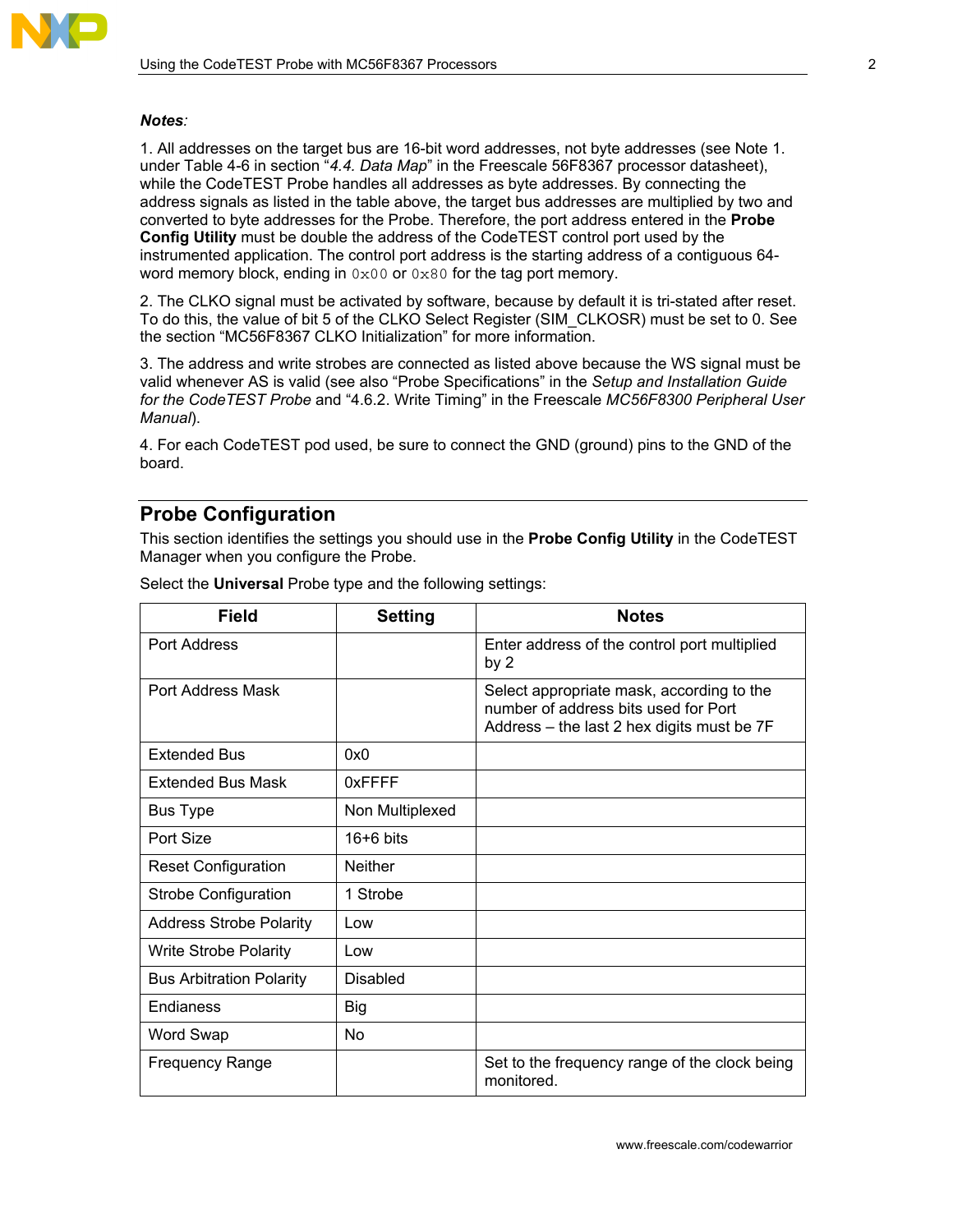***Notes***:

1. All addresses on the target bus are 16-bit word addresses, not byte addresses (see Note 1. under Table 4-6 in section "*4.4. Data Map*" in the Freescale 56F8367 processor datasheet), while the CodeTEST Probe handles all addresses as byte addresses. By connecting the address signals as listed in the table above, the target bus addresses are multiplied by two and converted to byte addresses for the Probe. Therefore, the port address entered in the **Probe Config Utility** must be double the address of the CodeTEST control port used by the instrumented application. The control port address is the starting address of a contiguous 64-word memory block, ending in `0x00` or `0x80` for the tag port memory.

2. The CLKO signal must be activated by software, because by default it is tri-stated after reset. To do this, the value of bit 5 of the CLKO Select Register (SIM_CLKOSR) must be set to 0. See the section "MC56F8367 CLKO Initialization" for more information.

3. The address and write strobes are connected as listed above because the WS signal must be valid whenever AS is valid (see also "Probe Specifications" in the *Setup and Installation Guide for the CodeTEST Probe* and "4.6.2. Write Timing" in the Freescale *MC56F8300 Peripheral User Manual*).

4. For each CodeTEST pod used, be sure to connect the GND (ground) pins to the GND of the board.

## Probe Configuration

This section identifies the settings you should use in the **Probe Config Utility** in the CodeTEST Manager when you configure the Probe.

Select the **Universal** Probe type and the following settings:

| Field | Setting | Notes |
|---|---|---|
| Port Address | | Enter address of the control port multiplied by 2 |
| Port Address Mask | | Select appropriate mask, according to the number of address bits used for Port Address – the last 2 hex digits must be 7F |
| Extended Bus | 0x0 | |
| Extended Bus Mask | 0xFFFF | |
| Bus Type | Non Multiplexed | |
| Port Size | 16+6 bits | |
| Reset Configuration | Neither | |
| Strobe Configuration | 1 Strobe | |
| Address Strobe Polarity | Low | |
| Write Strobe Polarity | Low | |
| Bus Arbitration Polarity | Disabled | |
| Endianess | Big | |
| Word Swap | No | |
| Frequency Range | | Set to the frequency range of the clock being monitored. |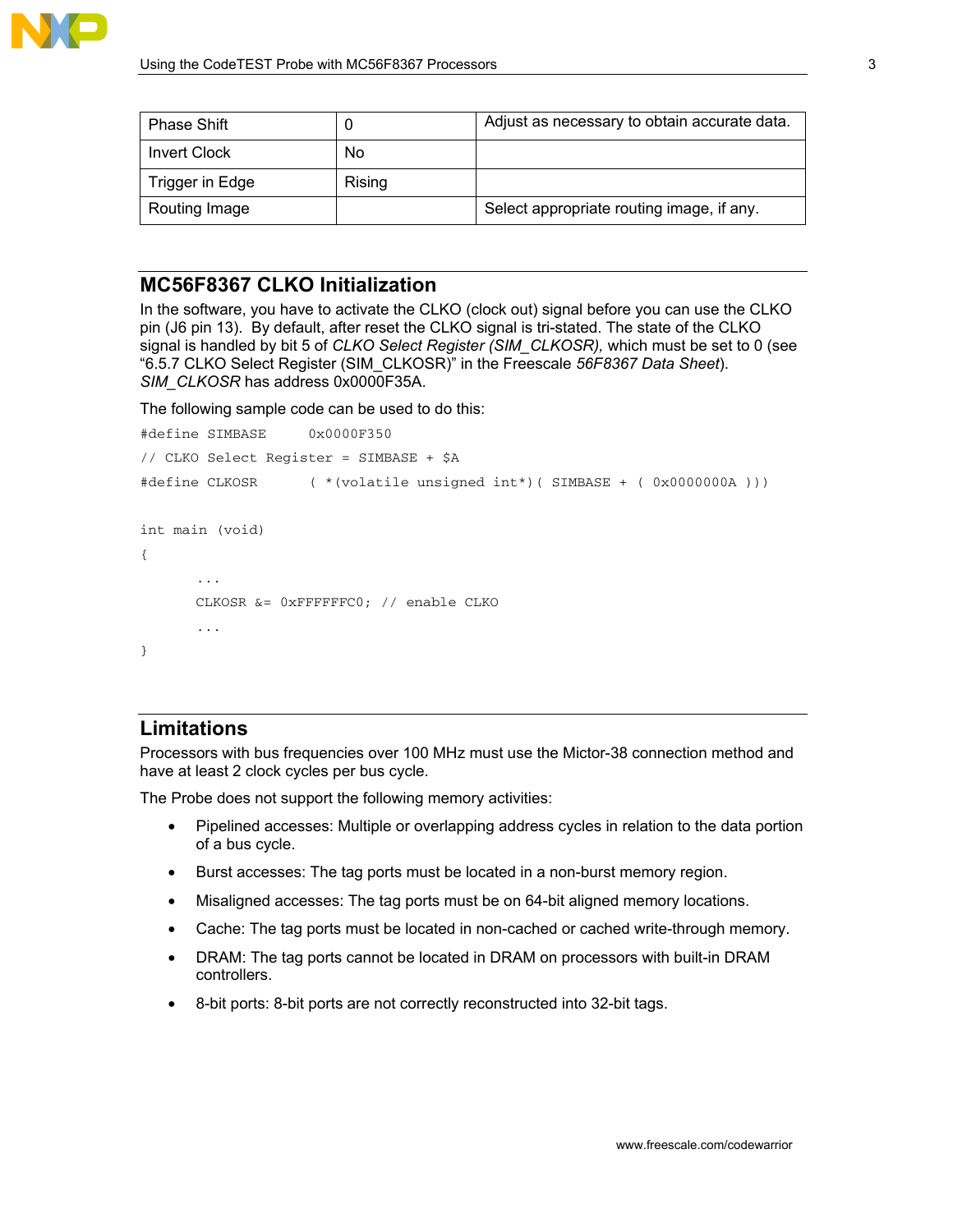| | | |
|---|---|---|
| Phase Shift | 0 | Adjust as necessary to obtain accurate data. |
| Invert Clock | No | |
| Trigger in Edge | Rising | |
| Routing Image | | Select appropriate routing image, if any. |

## MC56F8367 CLKO Initialization

In the software, you have to activate the CLKO (clock out) signal before you can use the CLKO pin (J6 pin 13). By default, after reset the CLKO signal is tri-stated. The state of the CLKO signal is handled by bit 5 of *CLKO Select Register (SIM_CLKOSR),* which must be set to 0 (see "6.5.7 CLKO Select Register (SIM_CLKOSR)" in the Freescale *56F8367 Data Sheet*). *SIM_CLKOSR* has address 0x0000F35A.

The following sample code can be used to do this:

```
#define SIMBASE     0x0000F350
// CLKO Select Register = SIMBASE + $A
#define CLKOSR      ( *(volatile unsigned int*)( SIMBASE + ( 0x0000000A )))

int main (void)
{
      ...
      CLKOSR &= 0xFFFFFFC0; // enable CLKO
      ...
}
```

## Limitations

Processors with bus frequencies over 100 MHz must use the Mictor-38 connection method and have at least 2 clock cycles per bus cycle.

The Probe does not support the following memory activities:

- Pipelined accesses: Multiple or overlapping address cycles in relation to the data portion of a bus cycle.
- Burst accesses: The tag ports must be located in a non-burst memory region.
- Misaligned accesses: The tag ports must be on 64-bit aligned memory locations.
- Cache: The tag ports must be located in non-cached or cached write-through memory.
- DRAM: The tag ports cannot be located in DRAM on processors with built-in DRAM controllers.
- 8-bit ports: 8-bit ports are not correctly reconstructed into 32-bit tags.